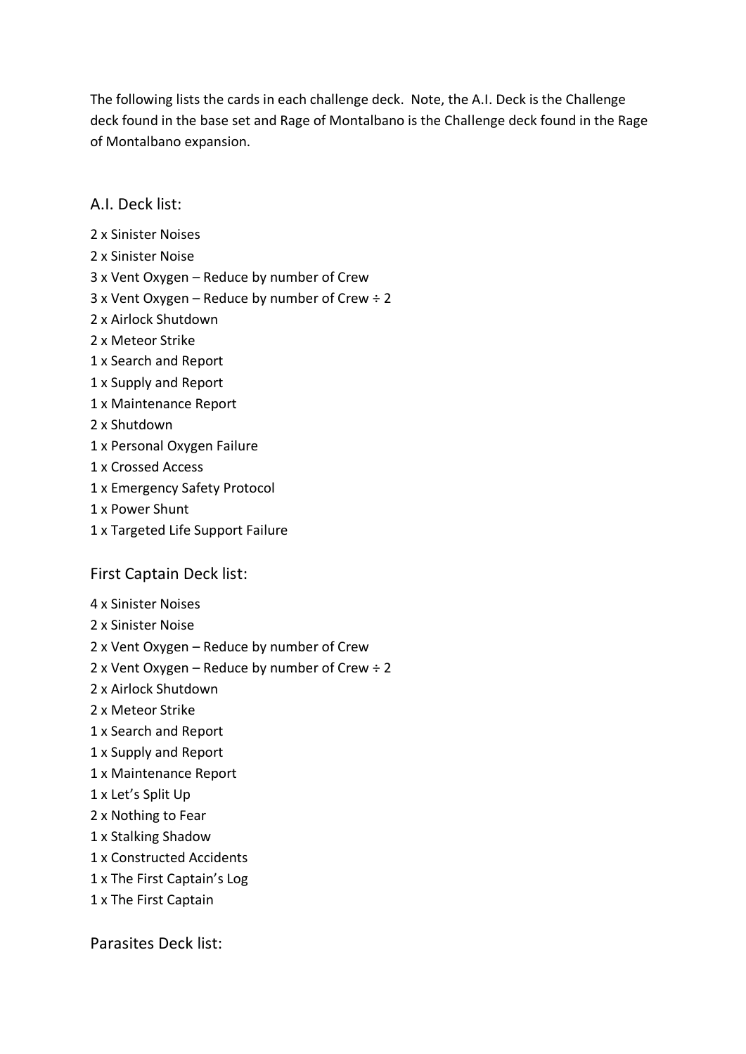The following lists the cards in each challenge deck. Note, the A.I. Deck is the Challenge deck found in the base set and Rage of Montalbano is the Challenge deck found in the Rage of Montalbano expansion.

## A.I. Deck list:

2 x Sinister Noises
2 x Sinister Noise
3 x Vent Oxygen – Reduce by number of Crew
3 x Vent Oxygen – Reduce by number of Crew ÷ 2
2 x Airlock Shutdown
2 x Meteor Strike
1 x Search and Report
1 x Supply and Report
1 x Maintenance Report
2 x Shutdown
1 x Personal Oxygen Failure
1 x Crossed Access
1 x Emergency Safety Protocol
1 x Power Shunt
1 x Targeted Life Support Failure

## First Captain Deck list:

4 x Sinister Noises
2 x Sinister Noise
2 x Vent Oxygen – Reduce by number of Crew
2 x Vent Oxygen – Reduce by number of Crew ÷ 2
2 x Airlock Shutdown
2 x Meteor Strike
1 x Search and Report
1 x Supply and Report
1 x Maintenance Report
1 x Let's Split Up
2 x Nothing to Fear
1 x Stalking Shadow
1 x Constructed Accidents
1 x The First Captain's Log
1 x The First Captain

## Parasites Deck list: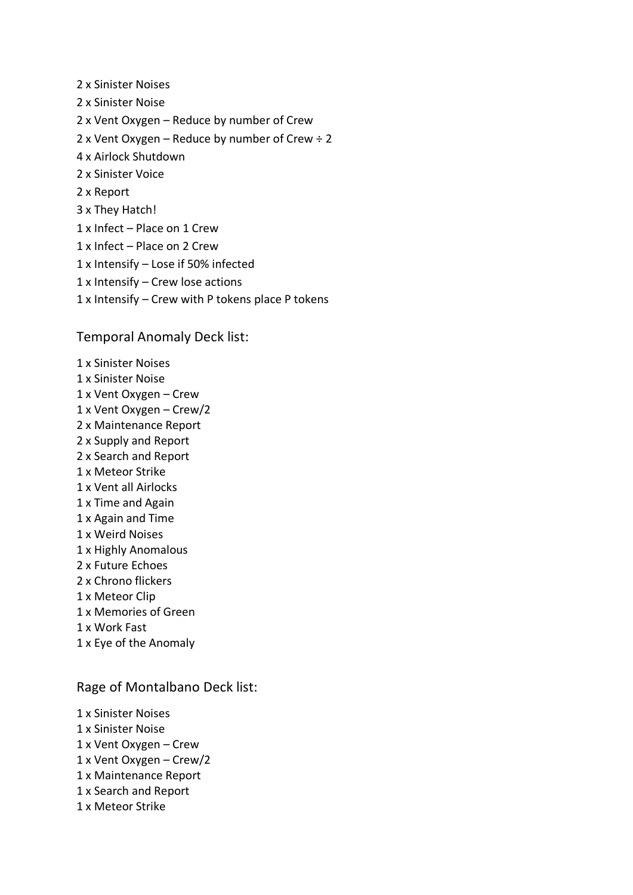2 x Sinister Noises

2 x Sinister Noise

2 x Vent Oxygen – Reduce by number of Crew

2 x Vent Oxygen – Reduce by number of Crew ÷ 2

4 x Airlock Shutdown

2 x Sinister Voice

2 x Report

3 x They Hatch!

1 x Infect – Place on 1 Crew

1 x Infect – Place on 2 Crew

1 x Intensify – Lose if 50% infected

1 x Intensify – Crew lose actions

1 x Intensify – Crew with P tokens place P tokens

## Temporal Anomaly Deck list:

1 x Sinister Noises

1 x Sinister Noise

1 x Vent Oxygen – Crew

1 x Vent Oxygen – Crew/2

2 x Maintenance Report

2 x Supply and Report

2 x Search and Report

1 x Meteor Strike

1 x Vent all Airlocks

1 x Time and Again

1 x Again and Time

1 x Weird Noises

1 x Highly Anomalous

2 x Future Echoes

2 x Chrono flickers

1 x Meteor Clip

1 x Memories of Green

1 x Work Fast

1 x Eye of the Anomaly

## Rage of Montalbano Deck list:

1 x Sinister Noises

1 x Sinister Noise

1 x Vent Oxygen – Crew

1 x Vent Oxygen – Crew/2

1 x Maintenance Report

1 x Search and Report

1 x Meteor Strike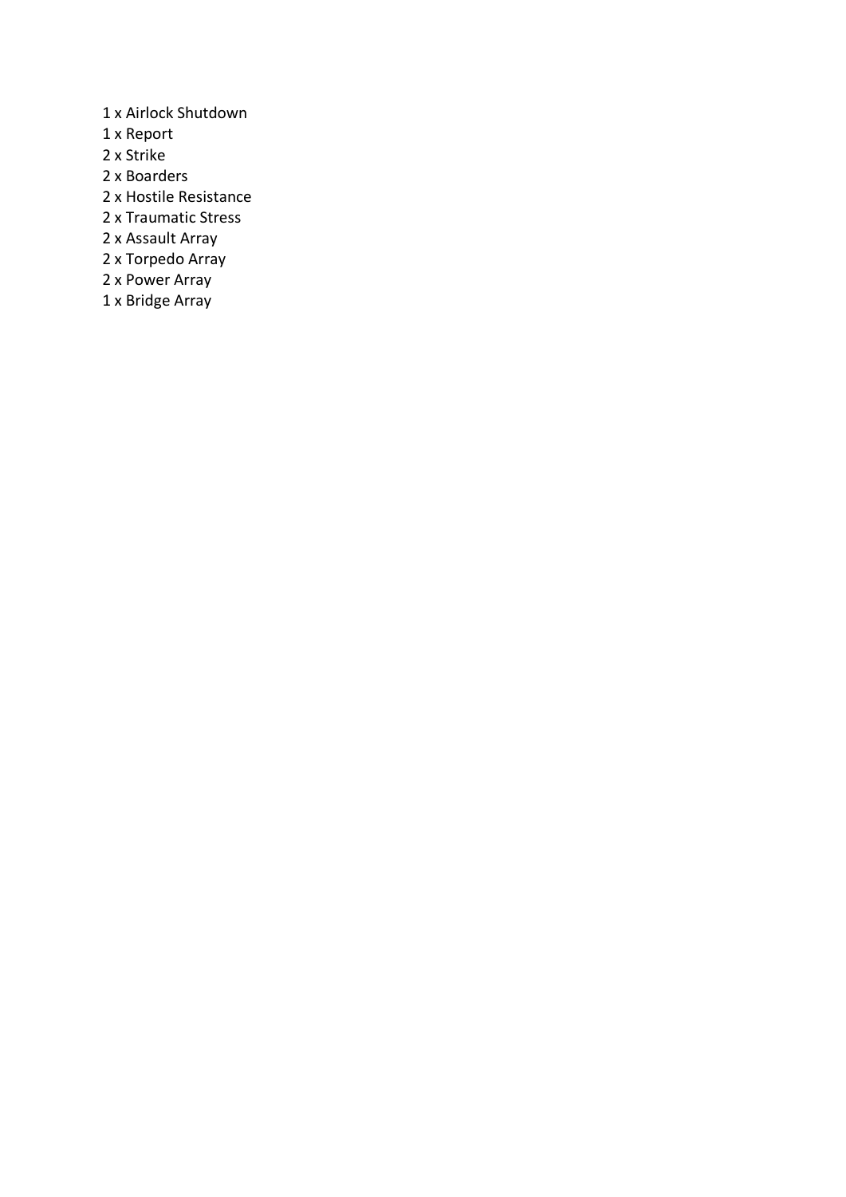1 x Airlock Shutdown
1 x Report
2 x Strike
2 x Boarders
2 x Hostile Resistance
2 x Traumatic Stress
2 x Assault Array
2 x Torpedo Array
2 x Power Array
1 x Bridge Array